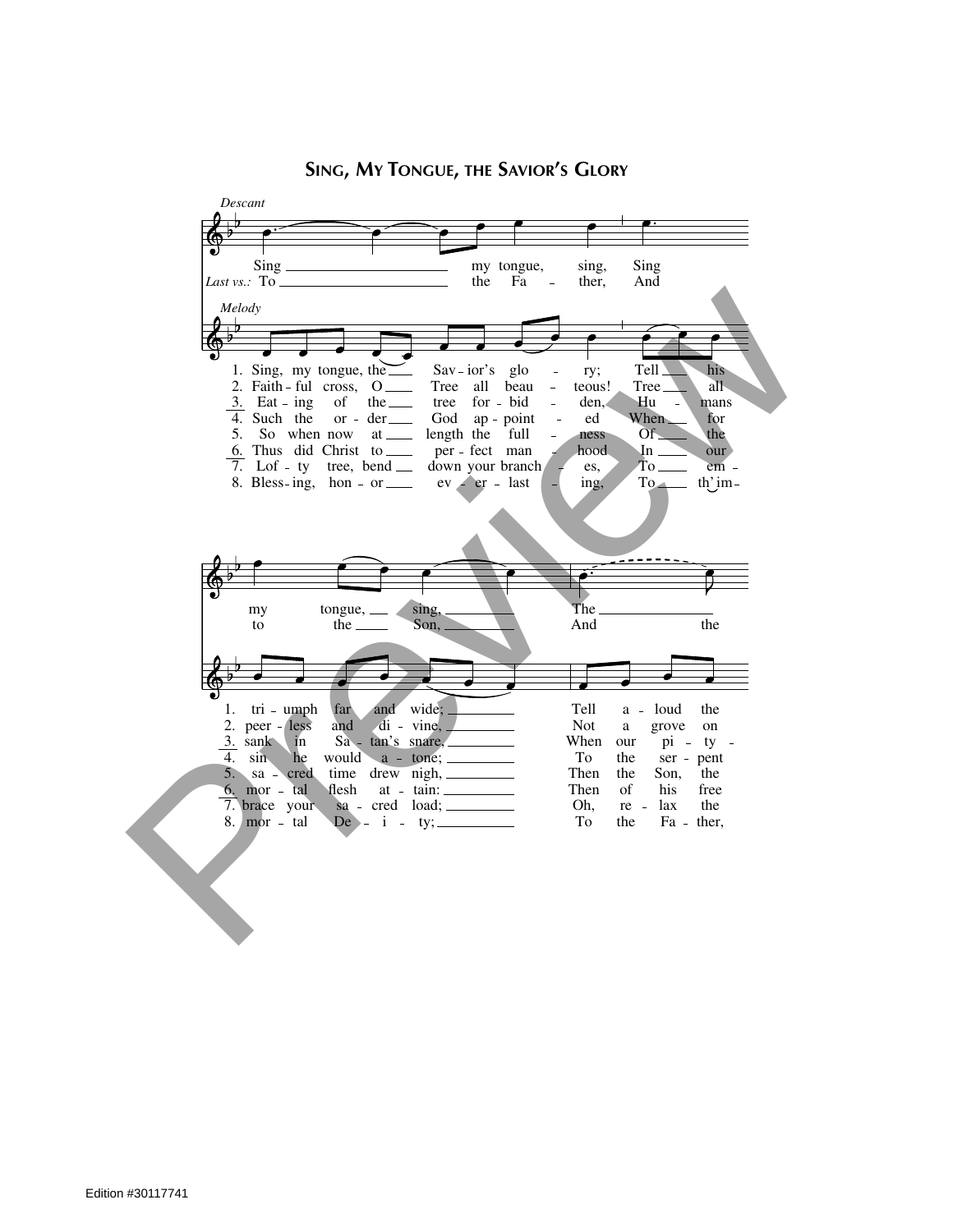# Sing, My Tongue, the Savior's Glory

*Descant*

Sing ___ my tongue, sing, Sing my tongue, ___ sing, ___ The ___

*Last vs.:* To ___ the Fa - ther, And to the ___ Son, ___ And the

*Melody*

1. Sing, my tongue, the ___ Sav - ior's glo - ry; Tell ___ his tri - umph far and wide; ___ Tell a - loud the
2. Faith - ful cross, O ___ Tree all beau - teous! Tree ___ all peer - less and di - vine, ___ Not a grove on
3. Eat - ing of the ___ tree for - bid - den, Hu - mans sank in Sa - tan's snare, ___ When our pi - ty -
4. Such the or - der ___ God ap - point - ed When ___ for sin he would a - tone; ___ To the ser - pent
5. So when now at ___ length the full - ness Of ___ the sa - cred time drew nigh, ___ Then the Son, the
6. Thus did Christ to ___ per - fect man - hood In ___ our mor - tal flesh at - tain: ___ Then of his free
7. Lof - ty tree, bend ___ down your branch - es, To ___ em - brace your sa - cred load; ___ Oh, re - lax the
8. Bless - ing, hon - or ___ ev - er - last - ing, To ___ th' im - mor - tal De - i - ty; ___ To the Fa - ther,

Edition #30117741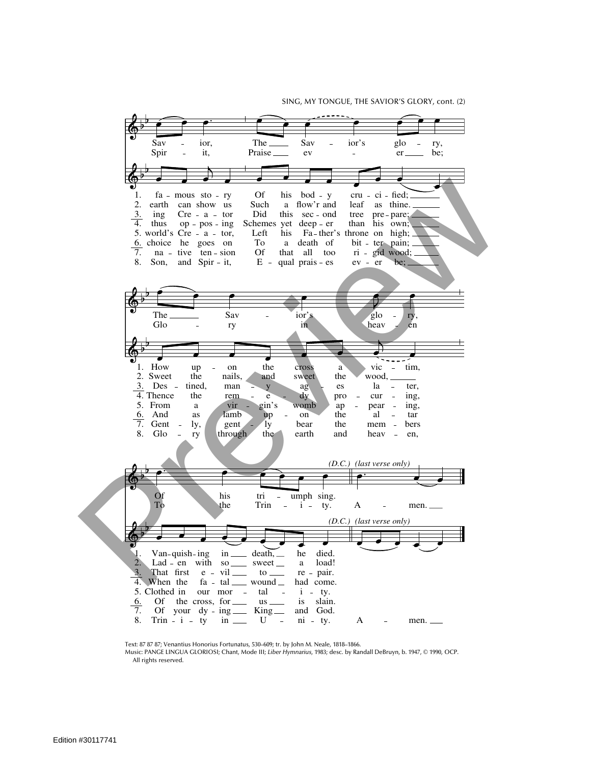Savior, The Savior's glory,
Spirit, Praise ever be;

1. famous story Of his body crucified;
2. earth can show us Such a flow'r and leaf as thine.
3. ing Creator Did this second tree prepare;
4. thus opposing Schemes yet deeper than his own;
5. world's Creator, Left his Father's throne on high;
6. choice he goes on To a death of bitter pain;
7. native tension Of that all too rigid wood;
8. Son, and Spirit, Equal praises ever be;

The Savior's glory,
Glory in heaven

1. How upon the cross a victim,
2. Sweet the nails, and sweet the wood,
3. Destined, many ages later,
4. Thence the remedy procuring,
5. From a virgin's womb appearing,
6. And as lamb upon the altar
7. Gently, gently bear the members
8. Glory through the earth and heaven,

Of his triumph sing.
To the Trinity. Amen.

*(D.C.)* *(last verse only)*

1. Vanquishing in death, he died.
2. Laden with so sweet a load!
3. That first evil to repair.
4. When the fatal wound had come.
5. Clothed in our mortality.
6. Of the cross, for us is slain.
7. Of your dying King and God.
8. Trinity in Unity. Amen.

Text: 87 87 87; Venantius Honorius Fortunatus, 530–609; tr. by John M. Neale, 1818–1866.
Music: PANGE LINGUA GLORIOSI; Chant, Mode III; *Liber Hymnarius*, 1983; desc. by Randall DeBruyn, b. 1947, © 1990, OCP. All rights reserved.

Edition #30117741